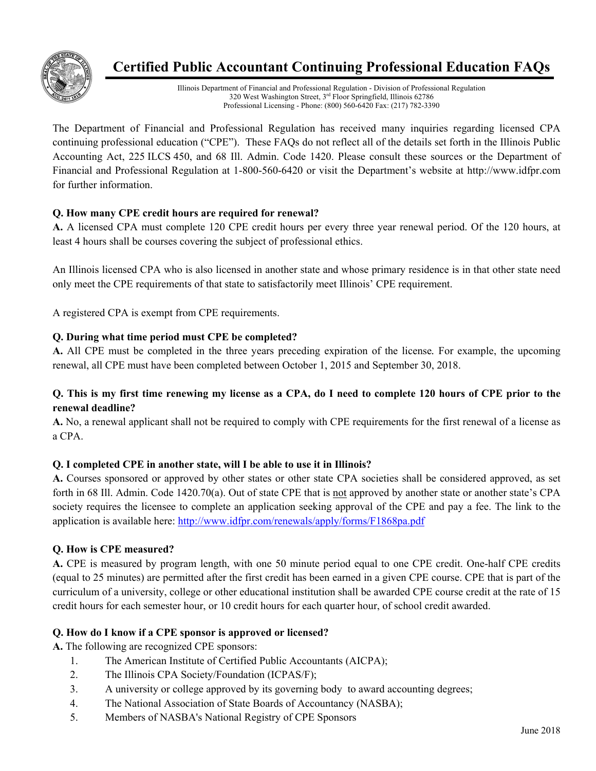# Certified Public Accountant Continuing Professional Education FAQs

Illinois Department of Financial and Professional Regulation - Division of Professional Regulation
320 West Washington Street, 3rd Floor Springfield, Illinois 62786
Professional Licensing - Phone: (800) 560-6420 Fax: (217) 782-3390

The Department of Financial and Professional Regulation has received many inquiries regarding licensed CPA continuing professional education ("CPE"). These FAQs do not reflect all of the details set forth in the Illinois Public Accounting Act, 225 ILCS 450, and 68 Ill. Admin. Code 1420. Please consult these sources or the Department of Financial and Professional Regulation at 1-800-560-6420 or visit the Department's website at http://www.idfpr.com for further information.

**Q. How many CPE credit hours are required for renewal?**

**A.** A licensed CPA must complete 120 CPE credit hours per every three year renewal period. Of the 120 hours, at least 4 hours shall be courses covering the subject of professional ethics.

An Illinois licensed CPA who is also licensed in another state and whose primary residence is in that other state need only meet the CPE requirements of that state to satisfactorily meet Illinois' CPE requirement.

A registered CPA is exempt from CPE requirements.

**Q. During what time period must CPE be completed?**

**A.** All CPE must be completed in the three years preceding expiration of the license. For example, the upcoming renewal, all CPE must have been completed between October 1, 2015 and September 30, 2018.

**Q. This is my first time renewing my license as a CPA, do I need to complete 120 hours of CPE prior to the renewal deadline?**

**A.** No, a renewal applicant shall not be required to comply with CPE requirements for the first renewal of a license as a CPA.

**Q. I completed CPE in another state, will I be able to use it in Illinois?**

**A.** Courses sponsored or approved by other states or other state CPA societies shall be considered approved, as set forth in 68 Ill. Admin. Code 1420.70(a). Out of state CPE that is not approved by another state or another state's CPA society requires the licensee to complete an application seeking approval of the CPE and pay a fee. The link to the application is available here: http://www.idfpr.com/renewals/apply/forms/F1868pa.pdf

**Q. How is CPE measured?**

**A.** CPE is measured by program length, with one 50 minute period equal to one CPE credit. One-half CPE credits (equal to 25 minutes) are permitted after the first credit has been earned in a given CPE course. CPE that is part of the curriculum of a university, college or other educational institution shall be awarded CPE course credit at the rate of 15 credit hours for each semester hour, or 10 credit hours for each quarter hour, of school credit awarded.

**Q. How do I know if a CPE sponsor is approved or licensed?**

**A.** The following are recognized CPE sponsors:

1. The American Institute of Certified Public Accountants (AICPA);
2. The Illinois CPA Society/Foundation (ICPAS/F);
3. A university or college approved by its governing body to award accounting degrees;
4. The National Association of State Boards of Accountancy (NASBA);
5. Members of NASBA's National Registry of CPE Sponsors

June 2018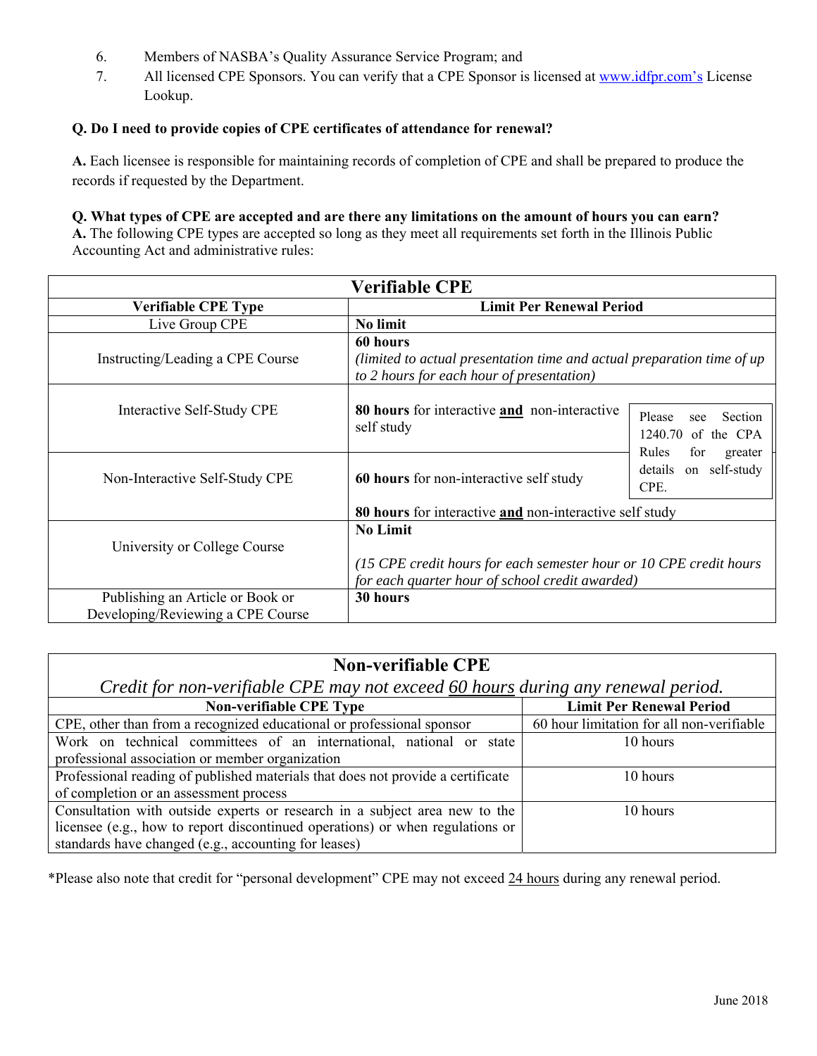6. Members of NASBA's Quality Assurance Service Program; and
7. All licensed CPE Sponsors. You can verify that a CPE Sponsor is licensed at www.idfpr.com's License Lookup.

**Q. Do I need to provide copies of CPE certificates of attendance for renewal?**

**A.** Each licensee is responsible for maintaining records of completion of CPE and shall be prepared to produce the records if requested by the Department.

**Q. What types of CPE are accepted and are there any limitations on the amount of hours you can earn?**

**A.** The following CPE types are accepted so long as they meet all requirements set forth in the Illinois Public Accounting Act and administrative rules:

| **Verifiable CPE** | | |
|---|---|---|
| **Verifiable CPE Type** | **Limit Per Renewal Period** | |
| Live Group CPE | **No limit** | |
| Instructing/Leading a CPE Course | **60 hours** *(limited to actual presentation time and actual preparation time of up to 2 hours for each hour of presentation)* | |
| Interactive Self-Study CPE | **80 hours** for interactive **and** non-interactive self study | Please see Section 1240.70 of the CPA Rules for greater details on self-study CPE. |
| Non-Interactive Self-Study CPE | **60 hours** for non-interactive self study<br>**80 hours** for interactive **and** non-interactive self study | |
| University or College Course | **No Limit** *(15 CPE credit hours for each semester hour or 10 CPE credit hours for each quarter hour of school credit awarded)* | |
| Publishing an Article or Book or Developing/Reviewing a CPE Course | **30 hours** | |

| **Non-verifiable CPE** *Credit for non-verifiable CPE may not exceed 60 hours during any renewal period.* | |
|---|---|
| **Non-verifiable CPE Type** | **Limit Per Renewal Period** |
| CPE, other than from a recognized educational or professional sponsor | 60 hour limitation for all non-verifiable |
| Work on technical committees of an international, national or state professional association or member organization | 10 hours |
| Professional reading of published materials that does not provide a certificate of completion or an assessment process | 10 hours |
| Consultation with outside experts or research in a subject area new to the licensee (e.g., how to report discontinued operations) or when regulations or standards have changed (e.g., accounting for leases) | 10 hours |

*Please also note that credit for "personal development" CPE may not exceed 24 hours during any renewal period.

June 2018